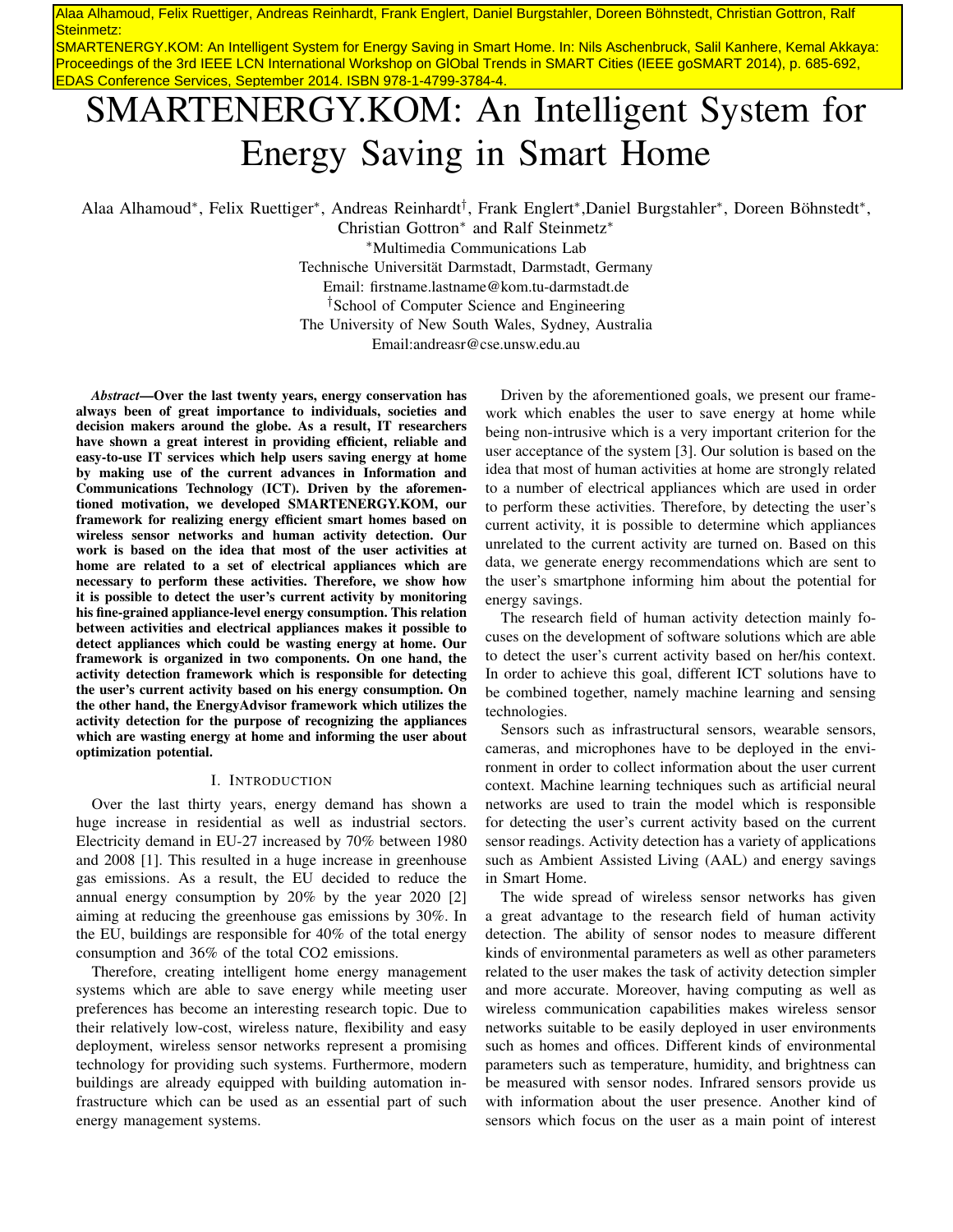Alaa Alhamoud, Felix Ruettiger, Andreas Reinhardt, Frank Englert, Daniel Burgstahler, Doreen Böhnstedt, Christian Gottron, Ralf Steinmetz:
SMARTENERGY.KOM: An Intelligent System for Energy Saving in Smart Home. In: Nils Aschenbruck, Salil Kanhere, Kemal Akkaya: Proceedings of the 3rd IEEE LCN International Workshop on GlObal Trends in SMART Cities (IEEE goSMART 2014), p. 685-692, EDAS Conference Services, September 2014. ISBN 978-1-4799-3784-4.

# SMARTENERGY.KOM: An Intelligent System for Energy Saving in Smart Home

Alaa Alhamoud*, Felix Ruettiger*, Andreas Reinhardt†, Frank Englert*, Daniel Burgstahler*, Doreen Böhnstedt*, Christian Gottron* and Ralf Steinmetz*

*Multimedia Communications Lab
Technische Universität Darmstadt, Darmstadt, Germany
Email: firstname.lastname@kom.tu-darmstadt.de

†School of Computer Science and Engineering
The University of New South Wales, Sydney, Australia
Email:andreasr@cse.unsw.edu.au

***Abstract*—Over the last twenty years, energy conservation has always been of great importance to individuals, societies and decision makers around the globe. As a result, IT researchers have shown a great interest in providing efficient, reliable and easy-to-use IT services which help users saving energy at home by making use of the current advances in Information and Communications Technology (ICT). Driven by the aforementioned motivation, we developed SMARTENERGY.KOM, our framework for realizing energy efficient smart homes based on wireless sensor networks and human activity detection. Our work is based on the idea that most of the user activities at home are related to a set of electrical appliances which are necessary to perform these activities. Therefore, we show how it is possible to detect the user's current activity by monitoring his fine-grained appliance-level energy consumption. This relation between activities and electrical appliances makes it possible to detect appliances which could be wasting energy at home. Our framework is organized in two components. On one hand, the activity detection framework which is responsible for detecting the user's current activity based on his energy consumption. On the other hand, the EnergyAdvisor framework which utilizes the activity detection for the purpose of recognizing the appliances which are wasting energy at home and informing the user about optimization potential.**

## I. Introduction

Over the last thirty years, energy demand has shown a huge increase in residential as well as industrial sectors. Electricity demand in EU-27 increased by 70% between 1980 and 2008 [1]. This resulted in a huge increase in greenhouse gas emissions. As a result, the EU decided to reduce the annual energy consumption by 20% by the year 2020 [2] aiming at reducing the greenhouse gas emissions by 30%. In the EU, buildings are responsible for 40% of the total energy consumption and 36% of the total CO2 emissions.

Therefore, creating intelligent home energy management systems which are able to save energy while meeting user preferences has become an interesting research topic. Due to their relatively low-cost, wireless nature, flexibility and easy deployment, wireless sensor networks represent a promising technology for providing such systems. Furthermore, modern buildings are already equipped with building automation infrastructure which can be used as an essential part of such energy management systems.

Driven by the aforementioned goals, we present our framework which enables the user to save energy at home while being non-intrusive which is a very important criterion for the user acceptance of the system [3]. Our solution is based on the idea that most of human activities at home are strongly related to a number of electrical appliances which are used in order to perform these activities. Therefore, by detecting the user's current activity, it is possible to determine which appliances unrelated to the current activity are turned on. Based on this data, we generate energy recommendations which are sent to the user's smartphone informing him about the potential for energy savings.

The research field of human activity detection mainly focuses on the development of software solutions which are able to detect the user's current activity based on her/his context. In order to achieve this goal, different ICT solutions have to be combined together, namely machine learning and sensing technologies.

Sensors such as infrastructural sensors, wearable sensors, cameras, and microphones have to be deployed in the environment in order to collect information about the user current context. Machine learning techniques such as artificial neural networks are used to train the model which is responsible for detecting the user's current activity based on the current sensor readings. Activity detection has a variety of applications such as Ambient Assisted Living (AAL) and energy savings in Smart Home.

The wide spread of wireless sensor networks has given a great advantage to the research field of human activity detection. The ability of sensor nodes to measure different kinds of environmental parameters as well as other parameters related to the user makes the task of activity detection simpler and more accurate. Moreover, having computing as well as wireless communication capabilities makes wireless sensor networks suitable to be easily deployed in user environments such as homes and offices. Different kinds of environmental parameters such as temperature, humidity, and brightness can be measured with sensor nodes. Infrared sensors provide us with information about the user presence. Another kind of sensors which focus on the user as a main point of interest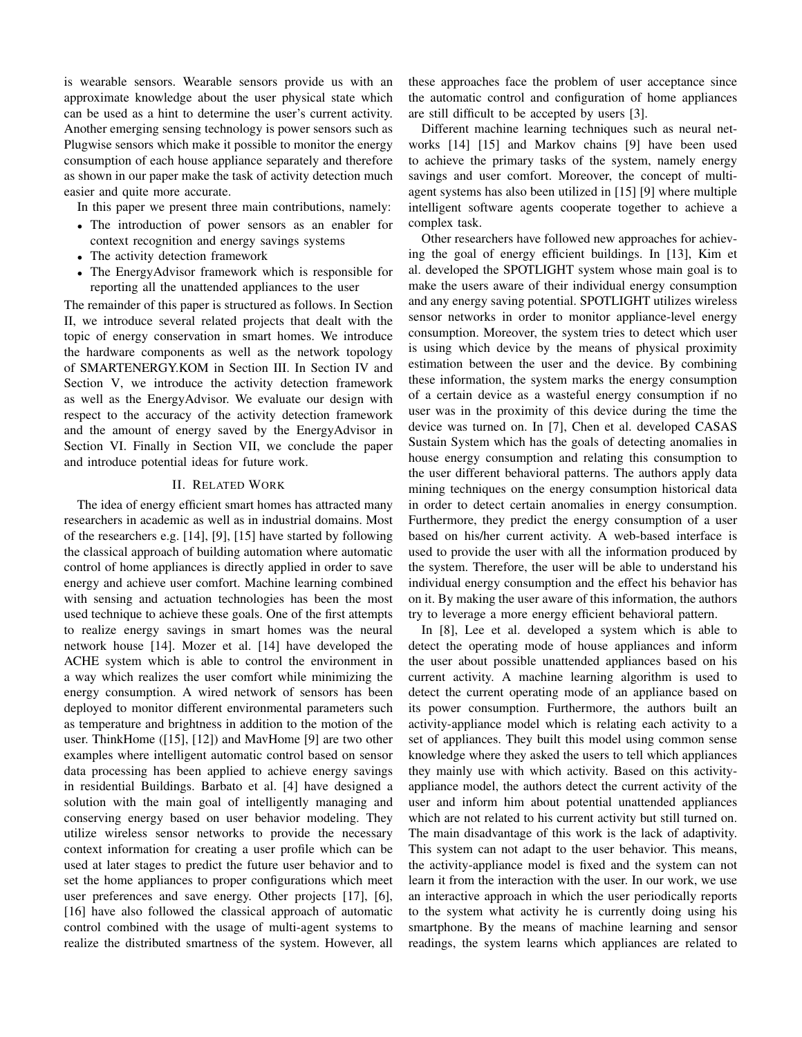is wearable sensors. Wearable sensors provide us with an approximate knowledge about the user physical state which can be used as a hint to determine the user's current activity. Another emerging sensing technology is power sensors such as Plugwise sensors which make it possible to monitor the energy consumption of each house appliance separately and therefore as shown in our paper make the task of activity detection much easier and quite more accurate.

In this paper we present three main contributions, namely:

- The introduction of power sensors as an enabler for context recognition and energy savings systems
- The activity detection framework
- The EnergyAdvisor framework which is responsible for reporting all the unattended appliances to the user

The remainder of this paper is structured as follows. In Section II, we introduce several related projects that dealt with the topic of energy conservation in smart homes. We introduce the hardware components as well as the network topology of SMARTENERGY.KOM in Section III. In Section IV and Section V, we introduce the activity detection framework as well as the EnergyAdvisor. We evaluate our design with respect to the accuracy of the activity detection framework and the amount of energy saved by the EnergyAdvisor in Section VI. Finally in Section VII, we conclude the paper and introduce potential ideas for future work.

## II. Related Work

The idea of energy efficient smart homes has attracted many researchers in academic as well as in industrial domains. Most of the researchers e.g. [14], [9], [15] have started by following the classical approach of building automation where automatic control of home appliances is directly applied in order to save energy and achieve user comfort. Machine learning combined with sensing and actuation technologies has been the most used technique to achieve these goals. One of the first attempts to realize energy savings in smart homes was the neural network house [14]. Mozer et al. [14] have developed the ACHE system which is able to control the environment in a way which realizes the user comfort while minimizing the energy consumption. A wired network of sensors has been deployed to monitor different environmental parameters such as temperature and brightness in addition to the motion of the user. ThinkHome ([15], [12]) and MavHome [9] are two other examples where intelligent automatic control based on sensor data processing has been applied to achieve energy savings in residential Buildings. Barbato et al. [4] have designed a solution with the main goal of intelligently managing and conserving energy based on user behavior modeling. They utilize wireless sensor networks to provide the necessary context information for creating a user profile which can be used at later stages to predict the future user behavior and to set the home appliances to proper configurations which meet user preferences and save energy. Other projects [17], [6], [16] have also followed the classical approach of automatic control combined with the usage of multi-agent systems to realize the distributed smartness of the system. However, all these approaches face the problem of user acceptance since the automatic control and configuration of home appliances are still difficult to be accepted by users [3].

Different machine learning techniques such as neural networks [14] [15] and Markov chains [9] have been used to achieve the primary tasks of the system, namely energy savings and user comfort. Moreover, the concept of multi-agent systems has also been utilized in [15] [9] where multiple intelligent software agents cooperate together to achieve a complex task.

Other researchers have followed new approaches for achieving the goal of energy efficient buildings. In [13], Kim et al. developed the SPOTLIGHT system whose main goal is to make the users aware of their individual energy consumption and any energy saving potential. SPOTLIGHT utilizes wireless sensor networks in order to monitor appliance-level energy consumption. Moreover, the system tries to detect which user is using which device by the means of physical proximity estimation between the user and the device. By combining these information, the system marks the energy consumption of a certain device as a wasteful energy consumption if no user was in the proximity of this device during the time the device was turned on. In [7], Chen et al. developed CASAS Sustain System which has the goals of detecting anomalies in house energy consumption and relating this consumption to the user different behavioral patterns. The authors apply data mining techniques on the energy consumption historical data in order to detect certain anomalies in energy consumption. Furthermore, they predict the energy consumption of a user based on his/her current activity. A web-based interface is used to provide the user with all the information produced by the system. Therefore, the user will be able to understand his individual energy consumption and the effect his behavior has on it. By making the user aware of this information, the authors try to leverage a more energy efficient behavioral pattern.

In [8], Lee et al. developed a system which is able to detect the operating mode of house appliances and inform the user about possible unattended appliances based on his current activity. A machine learning algorithm is used to detect the current operating mode of an appliance based on its power consumption. Furthermore, the authors built an activity-appliance model which is relating each activity to a set of appliances. They built this model using common sense knowledge where they asked the users to tell which appliances they mainly use with which activity. Based on this activity-appliance model, the authors detect the current activity of the user and inform him about potential unattended appliances which are not related to his current activity but still turned on. The main disadvantage of this work is the lack of adaptivity. This system can not adapt to the user behavior. This means, the activity-appliance model is fixed and the system can not learn it from the interaction with the user. In our work, we use an interactive approach in which the user periodically reports to the system what activity he is currently doing using his smartphone. By the means of machine learning and sensor readings, the system learns which appliances are related to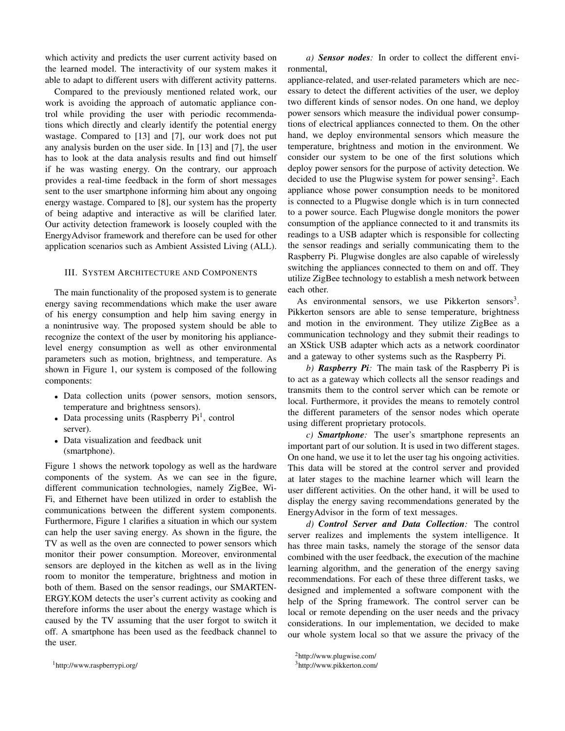which activity and predicts the user current activity based on the learned model. The interactivity of our system makes it able to adapt to different users with different activity patterns.

Compared to the previously mentioned related work, our work is avoiding the approach of automatic appliance control while providing the user with periodic recommendations which directly and clearly identify the potential energy wastage. Compared to [13] and [7], our work does not put any analysis burden on the user side. In [13] and [7], the user has to look at the data analysis results and find out himself if he was wasting energy. On the contrary, our approach provides a real-time feedback in the form of short messages sent to the user smartphone informing him about any ongoing energy wastage. Compared to [8], our system has the property of being adaptive and interactive as will be clarified later. Our activity detection framework is loosely coupled with the EnergyAdvisor framework and therefore can be used for other application scenarios such as Ambient Assisted Living (ALL).

## III. System Architecture and Components

The main functionality of the proposed system is to generate energy saving recommendations which make the user aware of his energy consumption and help him saving energy in a nonintrusive way. The proposed system should be able to recognize the context of the user by monitoring his appliance-level energy consumption as well as other environmental parameters such as motion, brightness, and temperature. As shown in Figure 1, our system is composed of the following components:

- Data collection units (power sensors, motion sensors, temperature and brightness sensors).
- Data processing units (Raspberry Pi[1], control server).
- Data visualization and feedback unit (smartphone).

Figure 1 shows the network topology as well as the hardware components of the system. As we can see in the figure, different communication technologies, namely ZigBee, Wi-Fi, and Ethernet have been utilized in order to establish the communications between the different system components. Furthermore, Figure 1 clarifies a situation in which our system can help the user saving energy. As shown in the figure, the TV as well as the oven are connected to power sensors which monitor their power consumption. Moreover, environmental sensors are deployed in the kitchen as well as in the living room to monitor the temperature, brightness and motion in both of them. Based on the sensor readings, our SMARTENERGY.KOM detects the user's current activity as cooking and therefore informs the user about the energy wastage which is caused by the TV assuming that the user forgot to switch it off. A smartphone has been used as the feedback channel to the user.

[1]http://www.raspberrypi.org/

*a)* ***Sensor nodes****:* In order to collect the different environmental, appliance-related, and user-related parameters which are necessary to detect the different activities of the user, we deploy two different kinds of sensor nodes. On one hand, we deploy power sensors which measure the individual power consumptions of electrical appliances connected to them. On the other hand, we deploy environmental sensors which measure the temperature, brightness and motion in the environment. We consider our system to be one of the first solutions which deploy power sensors for the purpose of activity detection. We decided to use the Plugwise system for power sensing[2]. Each appliance whose power consumption needs to be monitored is connected to a Plugwise dongle which is in turn connected to a power source. Each Plugwise dongle monitors the power consumption of the appliance connected to it and transmits its readings to a USB adapter which is responsible for collecting the sensor readings and serially communicating them to the Raspberry Pi. Plugwise dongles are also capable of wirelessly switching the appliances connected to them on and off. They utilize ZigBee technology to establish a mesh network between each other.

As environmental sensors, we use Pikkerton sensors[3]. Pikkerton sensors are able to sense temperature, brightness and motion in the environment. They utilize ZigBee as a communication technology and they submit their readings to an XStick USB adapter which acts as a network coordinator and a gateway to other systems such as the Raspberry Pi.

*b)* ***Raspberry Pi****:* The main task of the Raspberry Pi is to act as a gateway which collects all the sensor readings and transmits them to the control server which can be remote or local. Furthermore, it provides the means to remotely control the different parameters of the sensor nodes which operate using different proprietary protocols.

*c)* ***Smartphone****:* The user's smartphone represents an important part of our solution. It is used in two different stages. On one hand, we use it to let the user tag his ongoing activities. This data will be stored at the control server and provided at later stages to the machine learner which will learn the user different activities. On the other hand, it will be used to display the energy saving recommendations generated by the EnergyAdvisor in the form of text messages.

*d)* ***Control Server and Data Collection****:* The control server realizes and implements the system intelligence. It has three main tasks, namely the storage of the sensor data combined with the user feedback, the execution of the machine learning algorithm, and the generation of the energy saving recommendations. For each of these three different tasks, we designed and implemented a software component with the help of the Spring framework. The control server can be local or remote depending on the user needs and the privacy considerations. In our implementation, we decided to make our whole system local so that we assure the privacy of the

[2]http://www.plugwise.com/

[3]http://www.pikkerton.com/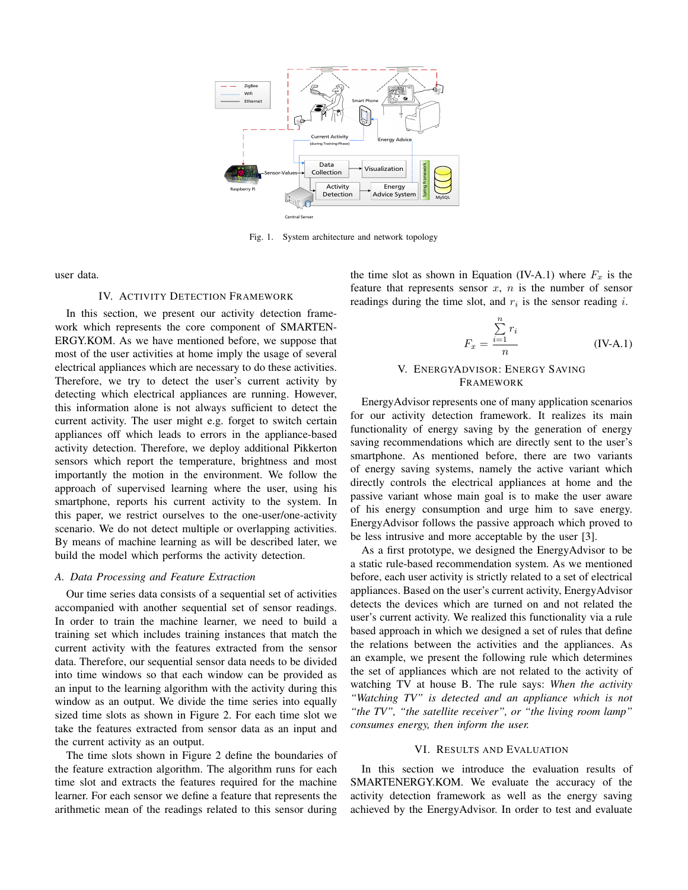Fig. 1. System architecture and network topology

user data.

## IV. Activity Detection Framework

In this section, we present our activity detection framework which represents the core component of SMARTENERGY.KOM. As we have mentioned before, we suppose that most of the user activities at home imply the usage of several electrical appliances which are necessary to do these activities. Therefore, we try to detect the user's current activity by detecting which electrical appliances are running. However, this information alone is not always sufficient to detect the current activity. The user might e.g. forget to switch certain appliances off which leads to errors in the appliance-based activity detection. Therefore, we deploy additional Pikkerton sensors which report the temperature, brightness and most importantly the motion in the environment. We follow the approach of supervised learning where the user, using his smartphone, reports his current activity to the system. In this paper, we restrict ourselves to the one-user/one-activity scenario. We do not detect multiple or overlapping activities. By means of machine learning as will be described later, we build the model which performs the activity detection.

### *A. Data Processing and Feature Extraction*

Our time series data consists of a sequential set of activities accompanied with another sequential set of sensor readings. In order to train the machine learner, we need to build a training set which includes training instances that match the current activity with the features extracted from the sensor data. Therefore, our sequential sensor data needs to be divided into time windows so that each window can be provided as an input to the learning algorithm with the activity during this window as an output. We divide the time series into equally sized time slots as shown in Figure 2. For each time slot we take the features extracted from sensor data as an input and the current activity as an output.

The time slots shown in Figure 2 define the boundaries of the feature extraction algorithm. The algorithm runs for each time slot and extracts the features required for the machine learner. For each sensor we define a feature that represents the arithmetic mean of the readings related to this sensor during the time slot as shown in Equation (IV-A.1) where $F_x$ is the feature that represents sensor $x$, $n$ is the number of sensor readings during the time slot, and $r_i$ is the sensor reading $i$.

$$F_x = \frac{\sum_{i=1}^{n} r_i}{n} \tag{IV-A.1}$$

## V. EnergyAdvisor: Energy Saving Framework

EnergyAdvisor represents one of many application scenarios for our activity detection framework. It realizes its main functionality of energy saving by the generation of energy saving recommendations which are directly sent to the user's smartphone. As mentioned before, there are two variants of energy saving systems, namely the active variant which directly controls the electrical appliances at home and the passive variant whose main goal is to make the user aware of his energy consumption and urge him to save energy. EnergyAdvisor follows the passive approach which proved to be less intrusive and more acceptable by the user [3].

As a first prototype, we designed the EnergyAdvisor to be a static rule-based recommendation system. As we mentioned before, each user activity is strictly related to a set of electrical appliances. Based on the user's current activity, EnergyAdvisor detects the devices which are turned on and not related the user's current activity. We realized this functionality via a rule based approach in which we designed a set of rules that define the relations between the activities and the appliances. As an example, we present the following rule which determines the set of appliances which are not related to the activity of watching TV at house B. The rule says: *When the activity "Watching TV" is detected and an appliance which is not "the TV", "the satellite receiver", or "the living room lamp" consumes energy, then inform the user.*

## VI. Results and Evaluation

In this section we introduce the evaluation results of SMARTENERGY.KOM. We evaluate the accuracy of the activity detection framework as well as the energy saving achieved by the EnergyAdvisor. In order to test and evaluate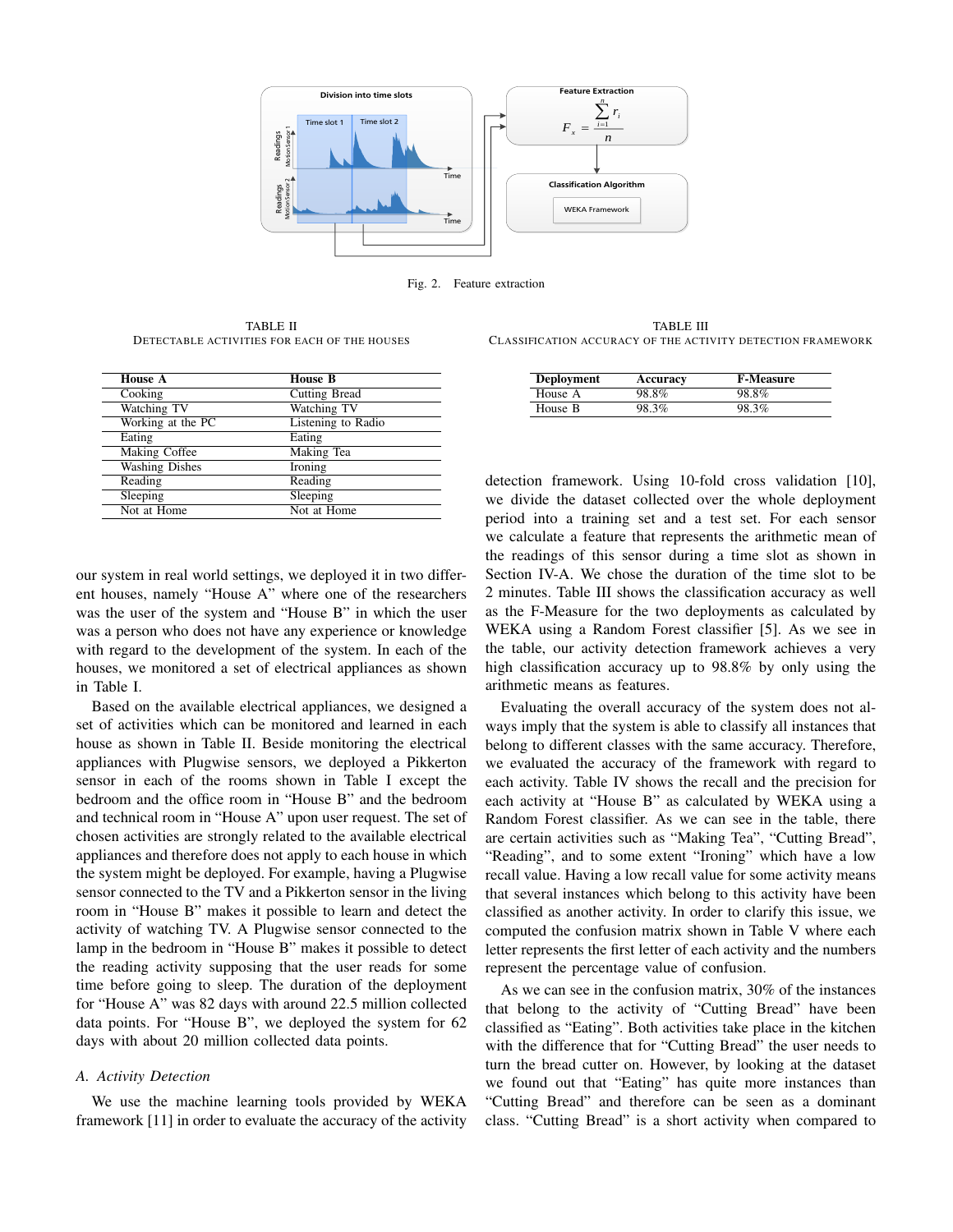Fig. 2. Feature extraction

TABLE II
DETECTABLE ACTIVITIES FOR EACH OF THE HOUSES

| House A | House B |
|---|---|
| Cooking | Cutting Bread |
| Watching TV | Watching TV |
| Working at the PC | Listening to Radio |
| Eating | Eating |
| Making Coffee | Making Tea |
| Washing Dishes | Ironing |
| Reading | Reading |
| Sleeping | Sleeping |
| Not at Home | Not at Home |

TABLE III
CLASSIFICATION ACCURACY OF THE ACTIVITY DETECTION FRAMEWORK

| Deployment | Accuracy | F-Measure |
|---|---|---|
| House A | 98.8% | 98.8% |
| House B | 98.3% | 98.3% |

our system in real world settings, we deployed it in two different houses, namely "House A" where one of the researchers was the user of the system and "House B" in which the user was a person who does not have any experience or knowledge with regard to the development of the system. In each of the houses, we monitored a set of electrical appliances as shown in Table I.

Based on the available electrical appliances, we designed a set of activities which can be monitored and learned in each house as shown in Table II. Beside monitoring the electrical appliances with Plugwise sensors, we deployed a Pikkerton sensor in each of the rooms shown in Table I except the bedroom and the office room in "House B" and the bedroom and technical room in "House A" upon user request. The set of chosen activities are strongly related to the available electrical appliances and therefore does not apply to each house in which the system might be deployed. For example, having a Plugwise sensor connected to the TV and a Pikkerton sensor in the living room in "House B" makes it possible to learn and detect the activity of watching TV. A Plugwise sensor connected to the lamp in the bedroom in "House B" makes it possible to detect the reading activity supposing that the user reads for some time before going to sleep. The duration of the deployment for "House A" was 82 days with around 22.5 million collected data points. For "House B", we deployed the system for 62 days with about 20 million collected data points.

### A. Activity Detection

We use the machine learning tools provided by WEKA framework [11] in order to evaluate the accuracy of the activity detection framework. Using 10-fold cross validation [10], we divide the dataset collected over the whole deployment period into a training set and a test set. For each sensor we calculate a feature that represents the arithmetic mean of the readings of this sensor during a time slot as shown in Section IV-A. We chose the duration of the time slot to be 2 minutes. Table III shows the classification accuracy as well as the F-Measure for the two deployments as calculated by WEKA using a Random Forest classifier [5]. As we see in the table, our activity detection framework achieves a very high classification accuracy up to 98.8% by only using the arithmetic means as features.

Evaluating the overall accuracy of the system does not always imply that the system is able to classify all instances that belong to different classes with the same accuracy. Therefore, we evaluated the accuracy of the framework with regard to each activity. Table IV shows the recall and the precision for each activity at "House B" as calculated by WEKA using a Random Forest classifier. As we can see in the table, there are certain activities such as "Making Tea", "Cutting Bread", "Reading", and to some extent "Ironing" which have a low recall value. Having a low recall value for some activity means that several instances which belong to this activity have been classified as another activity. In order to clarify this issue, we computed the confusion matrix shown in Table V where each letter represents the first letter of each activity and the numbers represent the percentage value of confusion.

As we can see in the confusion matrix, 30% of the instances that belong to the activity of "Cutting Bread" have been classified as "Eating". Both activities take place in the kitchen with the difference that for "Cutting Bread" the user needs to turn the bread cutter on. However, by looking at the dataset we found out that "Eating" has quite more instances than "Cutting Bread" and therefore can be seen as a dominant class. "Cutting Bread" is a short activity when compared to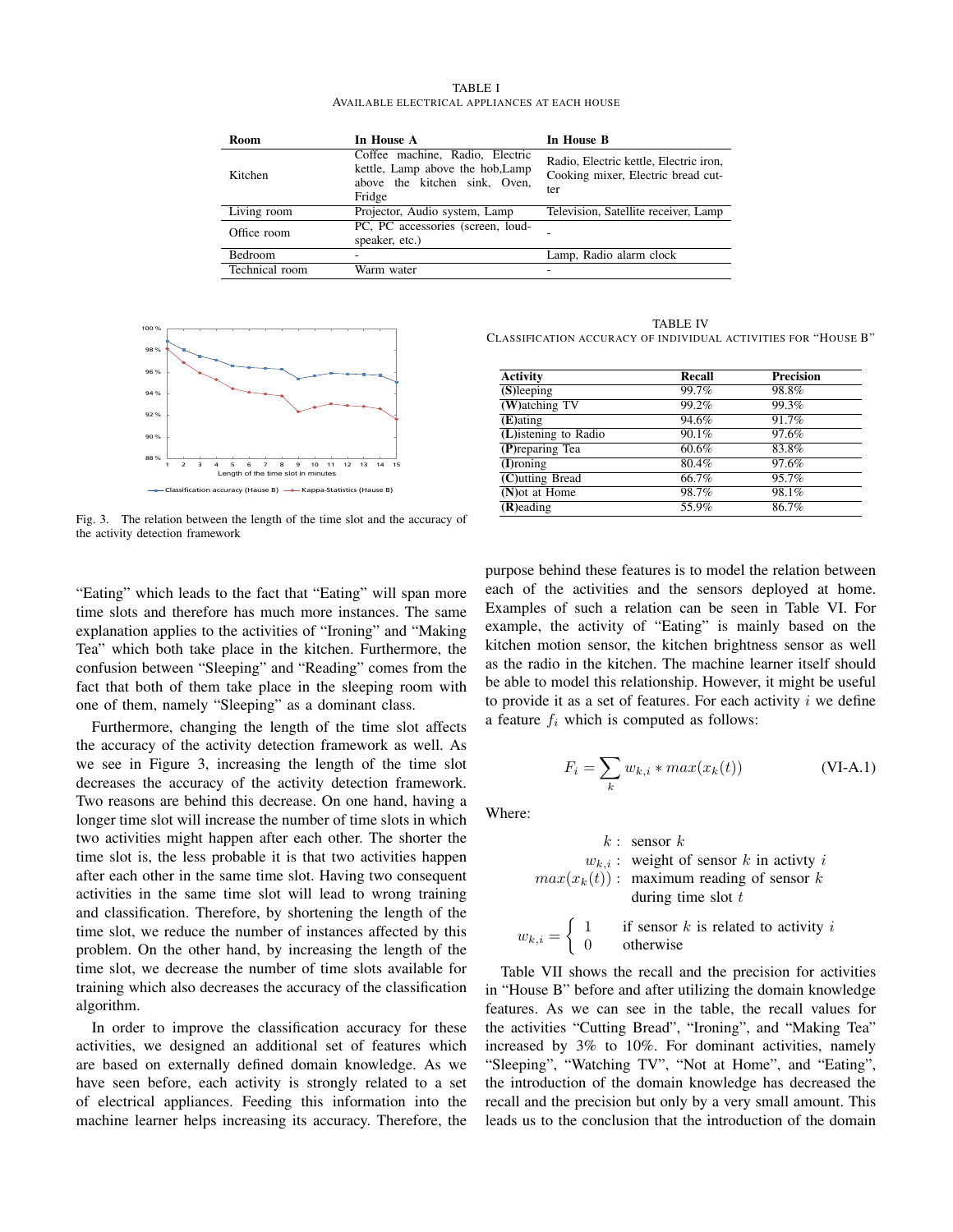TABLE I
AVAILABLE ELECTRICAL APPLIANCES AT EACH HOUSE

| Room | In House A | In House B |
|---|---|---|
| Kitchen | Coffee machine, Radio, Electric kettle, Lamp above the hob,Lamp above the kitchen sink, Oven, Fridge | Radio, Electric kettle, Electric iron, Cooking mixer, Electric bread cutter |
| Living room | Projector, Audio system, Lamp | Television, Satellite receiver, Lamp |
| Office room | PC, PC accessories (screen, loudspeaker, etc.) | - |
| Bedroom | - | Lamp, Radio alarm clock |
| Technical room | Warm water | - |

Fig. 3. The relation between the length of the time slot and the accuracy of the activity detection framework

TABLE IV
CLASSIFICATION ACCURACY OF INDIVIDUAL ACTIVITIES FOR "HOUSE B"

| Activity | Recall | Precision |
|---|---|---|
| (S)leeping | 99.7% | 98.8% |
| (W)atching TV | 99.2% | 99.3% |
| (E)ating | 94.6% | 91.7% |
| (L)istening to Radio | 90.1% | 97.6% |
| (P)reparing Tea | 60.6% | 83.8% |
| (I)roning | 80.4% | 97.6% |
| (C)utting Bread | 66.7% | 95.7% |
| (N)ot at Home | 98.7% | 98.1% |
| (R)eading | 55.9% | 86.7% |

"Eating" which leads to the fact that "Eating" will span more time slots and therefore has much more instances. The same explanation applies to the activities of "Ironing" and "Making Tea" which both take place in the kitchen. Furthermore, the confusion between "Sleeping" and "Reading" comes from the fact that both of them take place in the sleeping room with one of them, namely "Sleeping" as a dominant class.

Furthermore, changing the length of the time slot affects the accuracy of the activity detection framework as well. As we see in Figure 3, increasing the length of the time slot decreases the accuracy of the activity detection framework. Two reasons are behind this decrease. On one hand, having a longer time slot will increase the number of time slots in which two activities might happen after each other. The shorter the time slot is, the less probable it is that two activities happen after each other in the same time slot. Having two consequent activities in the same time slot will lead to wrong training and classification. Therefore, by shortening the length of the time slot, we reduce the number of instances affected by this problem. On the other hand, by increasing the length of the time slot, we decrease the number of time slots available for training which also decreases the accuracy of the classification algorithm.

In order to improve the classification accuracy for these activities, we designed an additional set of features which are based on externally defined domain knowledge. As we have seen before, each activity is strongly related to a set of electrical appliances. Feeding this information into the machine learner helps increasing its accuracy. Therefore, the purpose behind these features is to model the relation between each of the activities and the sensors deployed at home. Examples of such a relation can be seen in Table VI. For example, the activity of "Eating" is mainly based on the kitchen motion sensor, the kitchen brightness sensor as well as the radio in the kitchen. The machine learner itself should be able to model this relationship. However, it might be useful to provide it as a set of features. For each activity $i$ we define a feature $f_i$ which is computed as follows:

$$F_i = \sum_k w_{k,i} * max(x_k(t)) \qquad \text{(VI-A.1)}$$

Where:

$$\begin{aligned} k &: \text{ sensor } k \\ w_{k,i} &: \text{ weight of sensor } k \text{ in activty } i \\ max(x_k(t)) &: \text{ maximum reading of sensor } k \\ &\quad\ \text{during time slot } t \end{aligned}$$

$$w_{k,i} = \begin{cases} 1 & \text{if sensor } k \text{ is related to activity } i \\ 0 & \text{otherwise} \end{cases}$$

Table VII shows the recall and the precision for activities in "House B" before and after utilizing the domain knowledge features. As we can see in the table, the recall values for the activities "Cutting Bread", "Ironing", and "Making Tea" increased by 3% to 10%. For dominant activities, namely "Sleeping", "Watching TV", "Not at Home", and "Eating", the introduction of the domain knowledge has decreased the recall and the precision but only by a very small amount. This leads us to the conclusion that the introduction of the domain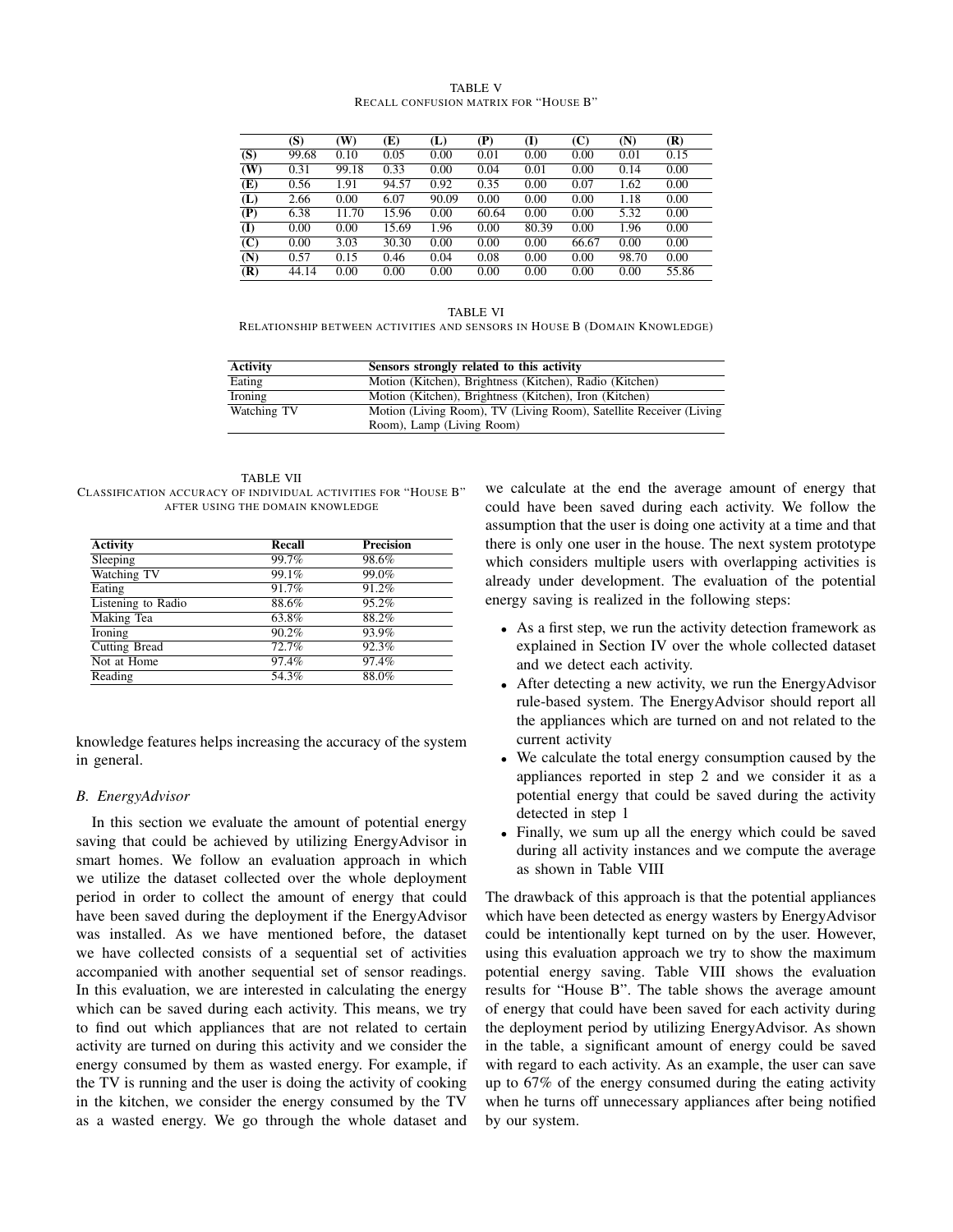TABLE V
RECALL CONFUSION MATRIX FOR "HOUSE B"

| | (S) | (W) | (E) | (L) | (P) | (I) | (C) | (N) | (R) |
|---|---|---|---|---|---|---|---|---|---|
| (S) | 99.68 | 0.10 | 0.05 | 0.00 | 0.01 | 0.00 | 0.00 | 0.01 | 0.15 |
| (W) | 0.31 | 99.18 | 0.33 | 0.00 | 0.04 | 0.01 | 0.00 | 0.14 | 0.00 |
| (E) | 0.56 | 1.91 | 94.57 | 0.92 | 0.35 | 0.00 | 0.07 | 1.62 | 0.00 |
| (L) | 2.66 | 0.00 | 6.07 | 90.09 | 0.00 | 0.00 | 0.00 | 1.18 | 0.00 |
| (P) | 6.38 | 11.70 | 15.96 | 0.00 | 60.64 | 0.00 | 0.00 | 5.32 | 0.00 |
| (I) | 0.00 | 0.00 | 15.69 | 1.96 | 0.00 | 80.39 | 0.00 | 1.96 | 0.00 |
| (C) | 0.00 | 3.03 | 30.30 | 0.00 | 0.00 | 0.00 | 66.67 | 0.00 | 0.00 |
| (N) | 0.57 | 0.15 | 0.46 | 0.04 | 0.08 | 0.00 | 0.00 | 98.70 | 0.00 |
| (R) | 44.14 | 0.00 | 0.00 | 0.00 | 0.00 | 0.00 | 0.00 | 0.00 | 55.86 |

TABLE VI
RELATIONSHIP BETWEEN ACTIVITIES AND SENSORS IN HOUSE B (DOMAIN KNOWLEDGE)

| Activity | Sensors strongly related to this activity |
|---|---|
| Eating | Motion (Kitchen), Brightness (Kitchen), Radio (Kitchen) |
| Ironing | Motion (Kitchen), Brightness (Kitchen), Iron (Kitchen) |
| Watching TV | Motion (Living Room), TV (Living Room), Satellite Receiver (Living Room), Lamp (Living Room) |

TABLE VII
CLASSIFICATION ACCURACY OF INDIVIDUAL ACTIVITIES FOR "HOUSE B" AFTER USING THE DOMAIN KNOWLEDGE

| Activity | Recall | Precision |
|---|---|---|
| Sleeping | 99.7% | 98.6% |
| Watching TV | 99.1% | 99.0% |
| Eating | 91.7% | 91.2% |
| Listening to Radio | 88.6% | 95.2% |
| Making Tea | 63.8% | 88.2% |
| Ironing | 90.2% | 93.9% |
| Cutting Bread | 72.7% | 92.3% |
| Not at Home | 97.4% | 97.4% |
| Reading | 54.3% | 88.0% |

knowledge features helps increasing the accuracy of the system in general.

### B. EnergyAdvisor

In this section we evaluate the amount of potential energy saving that could be achieved by utilizing EnergyAdvisor in smart homes. We follow an evaluation approach in which we utilize the dataset collected over the whole deployment period in order to collect the amount of energy that could have been saved during the deployment if the EnergyAdvisor was installed. As we have mentioned before, the dataset we have collected consists of a sequential set of activities accompanied with another sequential set of sensor readings. In this evaluation, we are interested in calculating the energy which can be saved during each activity. This means, we try to find out which appliances that are not related to certain activity are turned on during this activity and we consider the energy consumed by them as wasted energy. For example, if the TV is running and the user is doing the activity of cooking in the kitchen, we consider the energy consumed by the TV as a wasted energy. We go through the whole dataset and we calculate at the end the average amount of energy that could have been saved during each activity. We follow the assumption that the user is doing one activity at a time and that there is only one user in the house. The next system prototype which considers multiple users with overlapping activities is already under development. The evaluation of the potential energy saving is realized in the following steps:

- As a first step, we run the activity detection framework as explained in Section IV over the whole collected dataset and we detect each activity.
- After detecting a new activity, we run the EnergyAdvisor rule-based system. The EnergyAdvisor should report all the appliances which are turned on and not related to the current activity
- We calculate the total energy consumption caused by the appliances reported in step 2 and we consider it as a potential energy that could be saved during the activity detected in step 1
- Finally, we sum up all the energy which could be saved during all activity instances and we compute the average as shown in Table VIII

The drawback of this approach is that the potential appliances which have been detected as energy wasters by EnergyAdvisor could be intentionally kept turned on by the user. However, using this evaluation approach we try to show the maximum potential energy saving. Table VIII shows the evaluation results for "House B". The table shows the average amount of energy that could have been saved for each activity during the deployment period by utilizing EnergyAdvisor. As shown in the table, a significant amount of energy could be saved with regard to each activity. As an example, the user can save up to 67% of the energy consumed during the eating activity when he turns off unnecessary appliances after being notified by our system.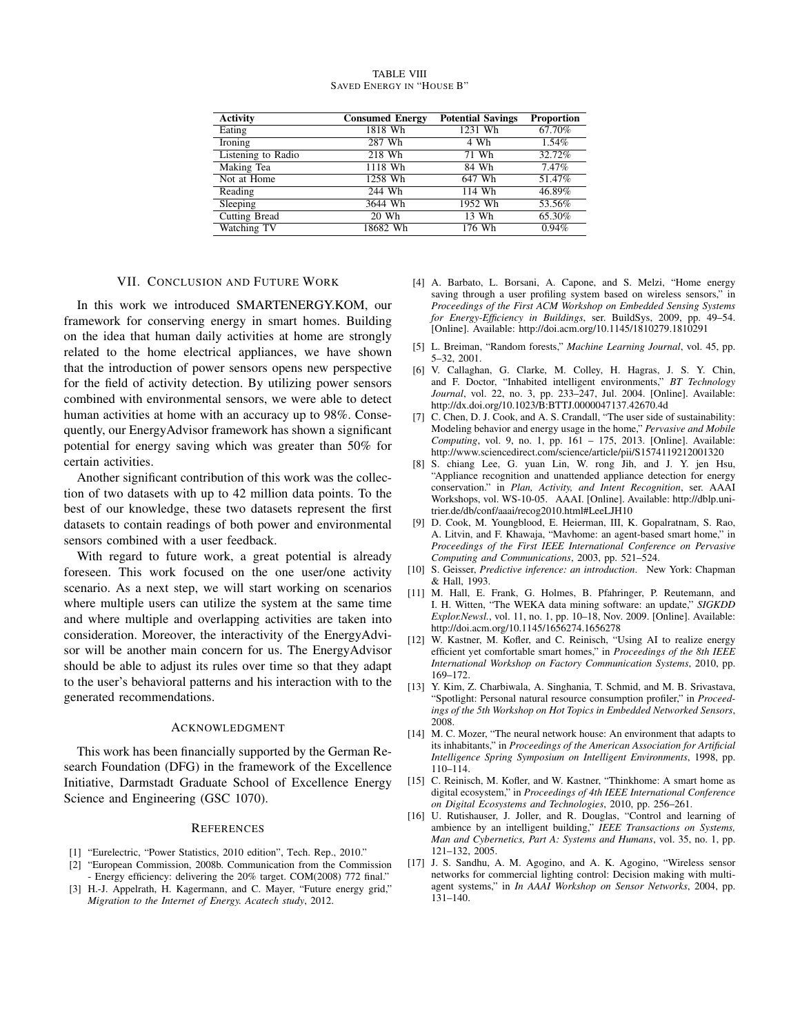TABLE VIII
SAVED ENERGY IN "HOUSE B"

| Activity | Consumed Energy | Potential Savings | Proportion |
|---|---|---|---|
| Eating | 1818 Wh | 1231 Wh | 67.70% |
| Ironing | 287 Wh | 4 Wh | 1.54% |
| Listening to Radio | 218 Wh | 71 Wh | 32.72% |
| Making Tea | 1118 Wh | 84 Wh | 7.47% |
| Not at Home | 1258 Wh | 647 Wh | 51.47% |
| Reading | 244 Wh | 114 Wh | 46.89% |
| Sleeping | 3644 Wh | 1952 Wh | 53.56% |
| Cutting Bread | 20 Wh | 13 Wh | 65.30% |
| Watching TV | 18682 Wh | 176 Wh | 0.94% |

## VII. Conclusion and Future Work

In this work we introduced SMARTENERGY.KOM, our framework for conserving energy in smart homes. Building on the idea that human daily activities at home are strongly related to the home electrical appliances, we have shown that the introduction of power sensors opens new perspective for the field of activity detection. By utilizing power sensors combined with environmental sensors, we were able to detect human activities at home with an accuracy up to 98%. Consequently, our EnergyAdvisor framework has shown a significant potential for energy saving which was greater than 50% for certain activities.

Another significant contribution of this work was the collection of two datasets with up to 42 million data points. To the best of our knowledge, these two datasets represent the first datasets to contain readings of both power and environmental sensors combined with a user feedback.

With regard to future work, a great potential is already foreseen. This work focused on the one user/one activity scenario. As a next step, we will start working on scenarios where multiple users can utilize the system at the same time and where multiple and overlapping activities are taken into consideration. Moreover, the interactivity of the EnergyAdvisor will be another main concern for us. The EnergyAdvisor should be able to adjust its rules over time so that they adapt to the user's behavioral patterns and his interaction with to the generated recommendations.

## Acknowledgment

This work has been financially supported by the German Research Foundation (DFG) in the framework of the Excellence Initiative, Darmstadt Graduate School of Excellence Energy Science and Engineering (GSC 1070).

## References

[1] "Eurelectric, "Power Statistics, 2010 edition", Tech. Rep., 2010."

[2] "European Commission, 2008b. Communication from the Commission - Energy efficiency: delivering the 20% target. COM(2008) 772 final."

[3] H.-J. Appelrath, H. Kagermann, and C. Mayer, "Future energy grid," *Migration to the Internet of Energy. Acatech study*, 2012.

[4] A. Barbato, L. Borsani, A. Capone, and S. Melzi, "Home energy saving through a user profiling system based on wireless sensors," in *Proceedings of the First ACM Workshop on Embedded Sensing Systems for Energy-Efficiency in Buildings*, ser. BuildSys, 2009, pp. 49–54. [Online]. Available: http://doi.acm.org/10.1145/1810279.1810291

[5] L. Breiman, "Random forests," *Machine Learning Journal*, vol. 45, pp. 5–32, 2001.

[6] V. Callaghan, G. Clarke, M. Colley, H. Hagras, J. S. Y. Chin, and F. Doctor, "Inhabited intelligent environments," *BT Technology Journal*, vol. 22, no. 3, pp. 233–247, Jul. 2004. [Online]. Available: http://dx.doi.org/10.1023/B:BTTJ.0000047137.42670.4d

[7] C. Chen, D. J. Cook, and A. S. Crandall, "The user side of sustainability: Modeling behavior and energy usage in the home," *Pervasive and Mobile Computing*, vol. 9, no. 1, pp. 161 – 175, 2013. [Online]. Available: http://www.sciencedirect.com/science/article/pii/S1574119212001320

[8] S. chiang Lee, G. yuan Lin, W. rong Jih, and J. Y. jen Hsu, "Appliance recognition and unattended appliance detection for energy conservation." in *Plan, Activity, and Intent Recognition*, ser. AAAI Workshops, vol. WS-10-05. AAAI. [Online]. Available: http://dblp.uni-trier.de/db/conf/aaai/recog2010.html#LeeLJH10

[9] D. Cook, M. Youngblood, E. Heierman, III, K. Gopalratnam, S. Rao, A. Litvin, and F. Khawaja, "Mavhome: an agent-based smart home," in *Proceedings of the First IEEE International Conference on Pervasive Computing and Communications*, 2003, pp. 521–524.

[10] S. Geisser, *Predictive inference: an introduction*. New York: Chapman & Hall, 1993.

[11] M. Hall, E. Frank, G. Holmes, B. Pfahringer, P. Reutemann, and I. H. Witten, "The WEKA data mining software: an update," *SIGKDD Explor.Newsl.*, vol. 11, no. 1, pp. 10–18, Nov. 2009. [Online]. Available: http://doi.acm.org/10.1145/1656274.1656278

[12] W. Kastner, M. Kofler, and C. Reinisch, "Using AI to realize energy efficient yet comfortable smart homes," in *Proceedings of the 8th IEEE International Workshop on Factory Communication Systems*, 2010, pp. 169–172.

[13] Y. Kim, Z. Charbiwala, A. Singhania, T. Schmid, and M. B. Srivastava, "Spotlight: Personal natural resource consumption profiler," in *Proceedings of the 5th Workshop on Hot Topics in Embedded Networked Sensors*, 2008.

[14] M. C. Mozer, "The neural network house: An environment that adapts to its inhabitants," in *Proceedings of the American Association for Artificial Intelligence Spring Symposium on Intelligent Environments*, 1998, pp. 110–114.

[15] C. Reinisch, M. Kofler, and W. Kastner, "Thinkhome: A smart home as digital ecosystem," in *Proceedings of 4th IEEE International Conference on Digital Ecosystems and Technologies*, 2010, pp. 256–261.

[16] U. Rutishauser, J. Joller, and R. Douglas, "Control and learning of ambience by an intelligent building," *IEEE Transactions on Systems, Man and Cybernetics, Part A: Systems and Humans*, vol. 35, no. 1, pp. 121–132, 2005.

[17] J. S. Sandhu, A. M. Agogino, and A. K. Agogino, "Wireless sensor networks for commercial lighting control: Decision making with multi-agent systems," in *In AAAI Workshop on Sensor Networks*, 2004, pp. 131–140.